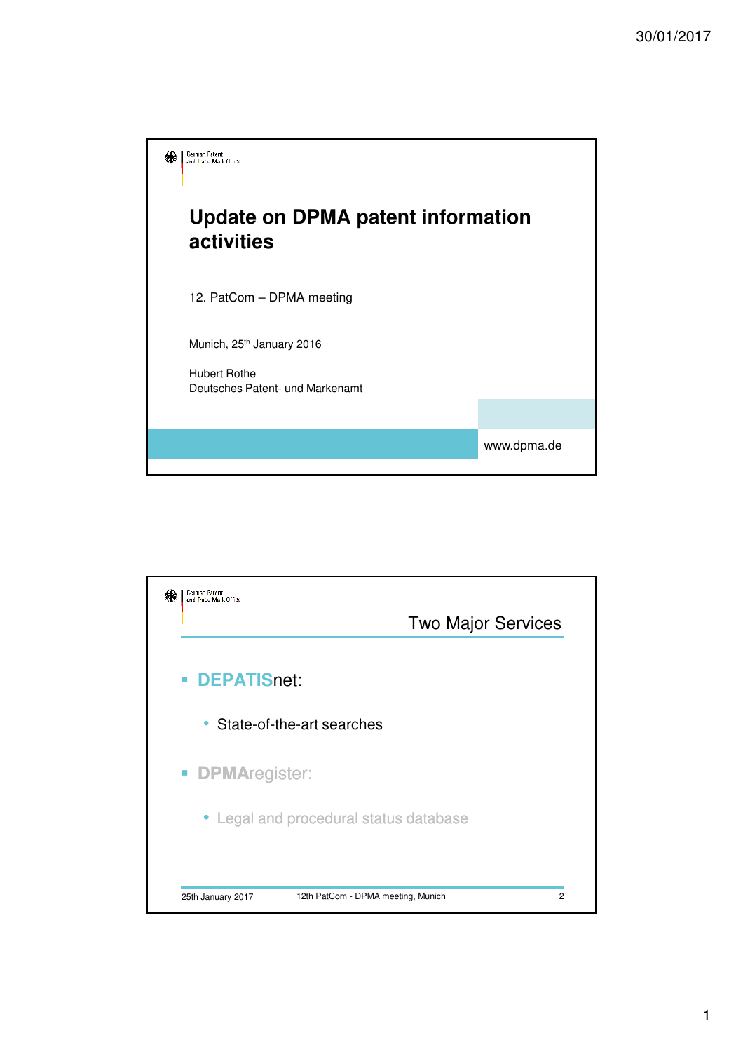# Update on DPMA patent information activities

12. PatCom – DPMA meeting

Munich, 25th January 2016

Hubert Rothe
Deutsches Patent- und Markenamt

www.dpma.de

---

## Two Major Services

- **DEPATIS**net:
  - State-of-the-art searches
- **DPMA**register:
  - Legal and procedural status database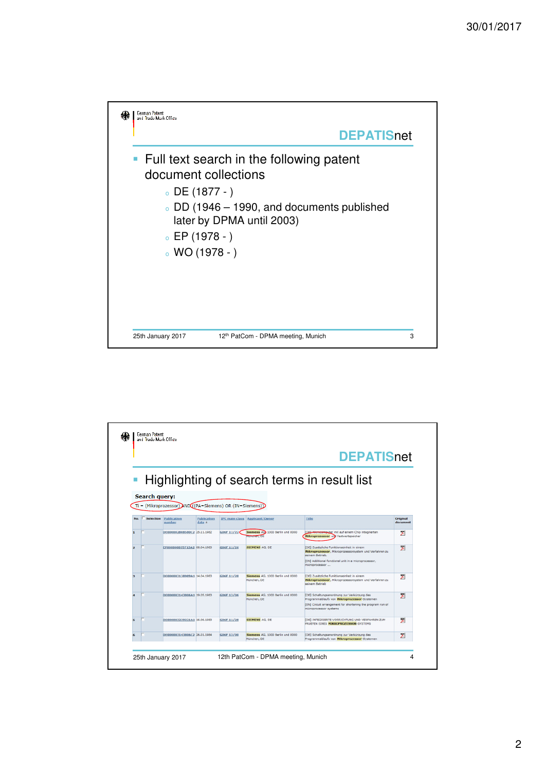German Patent and Trade Mark Office

## DEPATISnet

- Full text search in the following patent document collections
  - DE (1877 - )
  - DD (1946 – 1990, and documents published later by DPMA until 2003)
  - EP (1978 - )
  - WO (1978 - )

25th January 2017 — 12th PatCom - DPMA meeting, Munich — 3

---

German Patent and Trade Mark Office

## DEPATISnet

- Highlighting of search terms in result list

Search query:
TI = (Mikroprozessor) AND ((PA=Siemens) OR (IN=Siemens))

| No. | Selection | Publication number | Publication date | IPC main class | Applicant/Owner | Title | Original document |
|---|---|---|---|---|---|---|---|
| 1 | | DE000002868500C2 | 25.11.1982 | G06F 11/22 | Siemens AG, 1000 Berlin und 8000 München, DE | [DE] Mikrocomputer mit auf einem Chip integrierten Mikroprozessor und Festwertspeicher | |
| 2 | | EP000000075713A2 | 06.04.1983 | G06F 11/26 | SIEMENS AG, DE | [DE] Zusätzliche Funktionseinheit in einem Mikroprozessor, Mikroprozessorsystem und Verfahren zu seinem Betrieb. [EN] Additional functional unit in a microprocessor, microprocessor ... | |
| 3 | | DE000003138989A1 | 14.04.1983 | G06F 11/28 | Siemens AG, 1000 Berlin und 8000 München, DE | [DE] Zusätzliche Funktionseinheit in einem Mikroprozessor, Mikroprozessorsystem und Verfahren zu seinem Betrieb | |
| 4 | | DE000003143806A1 | 19.05.1983 | G06F 13/06 | Siemens AG, 1000 Berlin und 8000 München, DE | [DE] Schaltungsanordnung zur Verkürzung des Programmablaufs von Mikroprozessor-Systemen [EN] Circuit arrangement for shortening the program run of microprocessor systems | |
| 5 | | DE000003239221A1 | 16.06.1983 | G06F 11/28 | SIEMENS AG, DE | [DE] INTEGRIERTE VORRICHTUNG UND VERFAHREN ZUM PRUEFEN EINES MIKROPROZESSOR-SYSTEMS | |
| 6 | | DE000003143806C2 | 26.01.1984 | G06F 13/06 | Siemens AG, 1000 Berlin und 8000 München, DE | [DE] Schaltungsanordnung zur Verkürzung des Programmablaufs von Mikroprozessor-Systemen | |

25th January 2017 — 12th PatCom - DPMA meeting, Munich — 4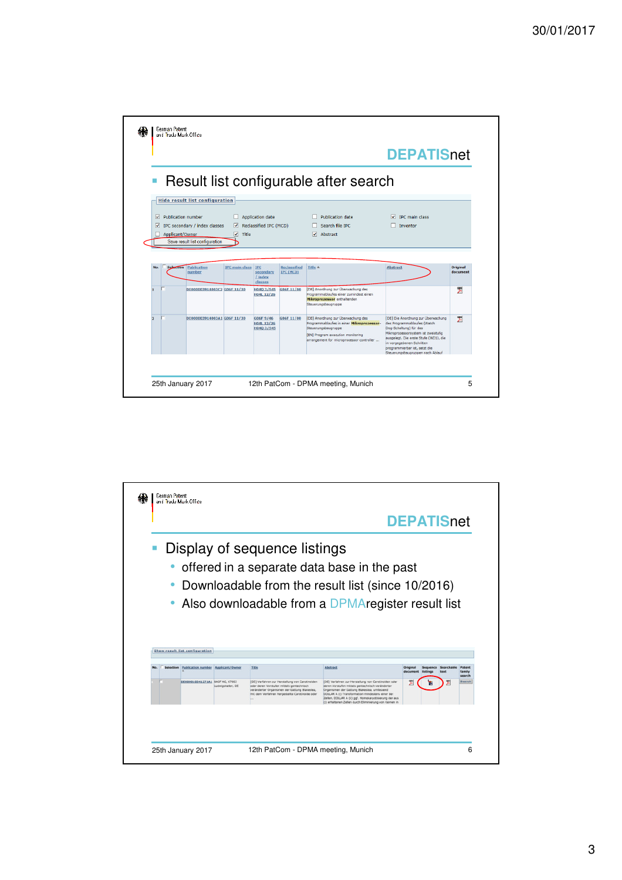German Patent and Trade Mark Office

DEPATISnet

## Result list configurable after search

Hide result list configuration

- [x] Publication number
- [ ] Application date
- [ ] Publication date
- [x] IPC main class
- [x] IPC secondary / index classes
- [x] Reclassified IPC (MCD)
- [ ] Search file IPC
- [ ] Inventor
- [ ] Applicant/Owner
- [x] Title
- [x] Abstract

Save result list configuration

| No. | Selection | Publication number | IPC main class | IPC secondary / index classes | Reclassified IPC (MCD) | Title | Abstract | Original document |
|---|---|---|---|---|---|---|---|---|
| 1 | | DE000003914003C2 | G06F 11/30 | H04Q 3/545 H04L 12/26 | G06F 11/00 | [DE] Anordnung zur Überwachung des Programmablaufes einer zumindest einen Mikroprozessor enthaltenden Steuerungsbaugruppe | | |
| 2 | | DE000003914003A1 | G06F 11/30 | G06F 9/46 H04L 12/26 H04Q 3/545 | G06F 11/00 | [DE] Anordnung zur Überwachung des Programmablaufes in einer Mikroprozessor-Steuerungsbaugruppe [EN] Program execution monitoring arrangement for microprocessor controller ... | [DE] Die Anordnung zur Überwachung des Programmablaufes (Watch Dog-Schaltung) für das Mikroprozessorsystem ist zweistufig ausgelegt. Die erste Stufe (NCI), die in vorgegebenen Schritten programmierbar ist, setzt die Steuerungsbaugruppen nach Ablauf | |

25th January 2017 — 12th PatCom - DPMA meeting, Munich

---

German Patent and Trade Mark Office

DEPATISnet

## Display of sequence listings

- offered in a separate data base in the past
- Downloadable from the result list (since 10/2016)
- Also downloadable from a DPMAregister result list

Show result list configuration

| No. | Selection | Publication number | Applicant/Owner | Title | Abstract | Original document | Sequence listings | Searchable text | Patent family search |
|---|---|---|---|---|---|---|---|---|---|
| 1 | | DE000010341271A1 | BASF AG, 67063 Ludwigshafen, DE | [DE] Verfahren zur Herstellung von Carotinoiden oder deren Vorstufen mittels gentechnisch veränderter Organismen der Gattung Blakeslea, mit dem Verfahren hergestellte Carotinoide oder ... | [DE] Verfahren zur Herstellung von Carotinoiden oder deren Vorstufen mittels gentechnisch veränderter Organismen der Gattung Blakeslea, umfassend DOLLAR A (i) Transformation mindestens einer der Zellen, DOLLAR A (ii) ggf. Homokaryotisierung der aus (i) erhaltenen Zellen durch Eliminierung von Kernen in | | | | Search |

25th January 2017 — 12th PatCom - DPMA meeting, Munich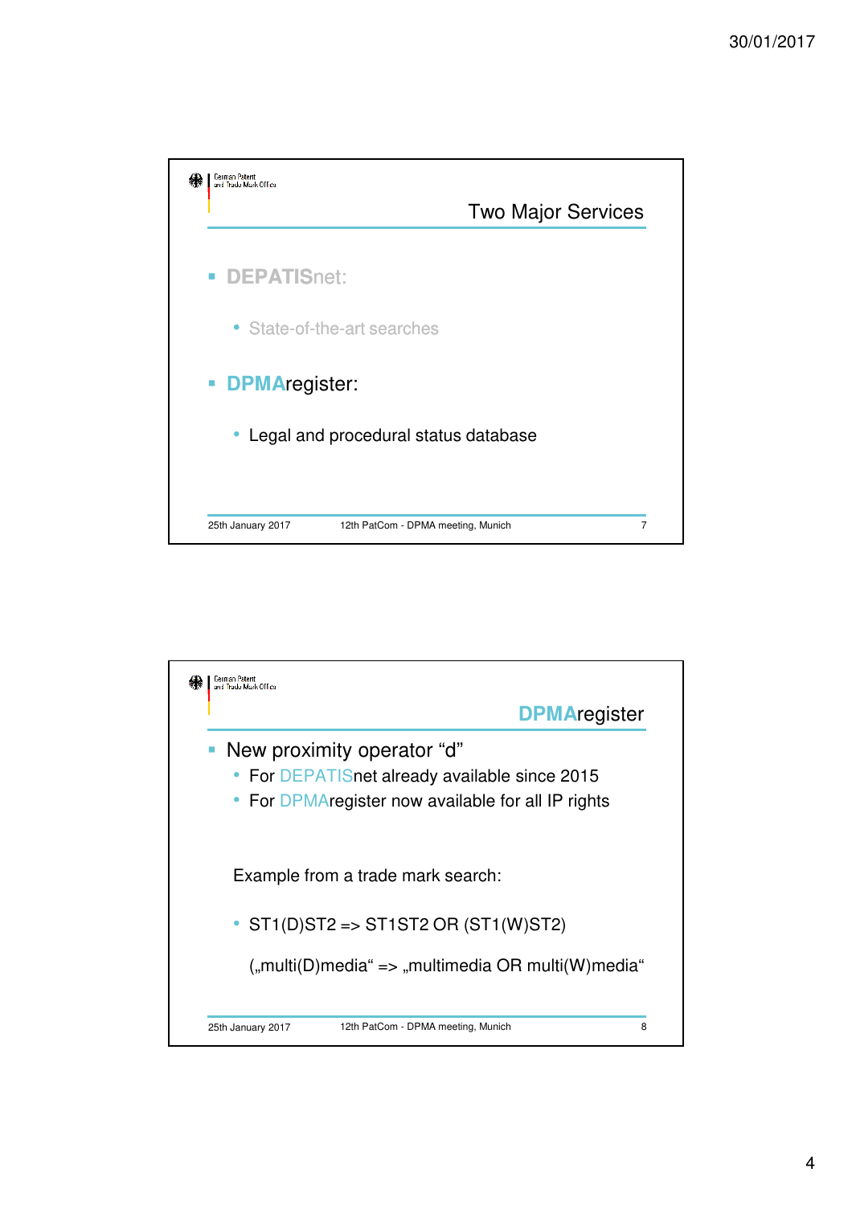## Two Major Services

- **DEPATIS**net:
  - State-of-the-art searches
- **DPMA**register:
  - Legal and procedural status database

25th January 2017 — 12th PatCom - DPMA meeting, Munich — 7

## DPMAregister

- New proximity operator “d”
  - For DEPATISnet already available since 2015
  - For DPMAregister now available for all IP rights

Example from a trade mark search:

- ST1(D)ST2 => ST1ST2 OR (ST1(W)ST2)

(„multi(D)media“ => „multimedia OR multi(W)media“

25th January 2017 — 12th PatCom - DPMA meeting, Munich — 8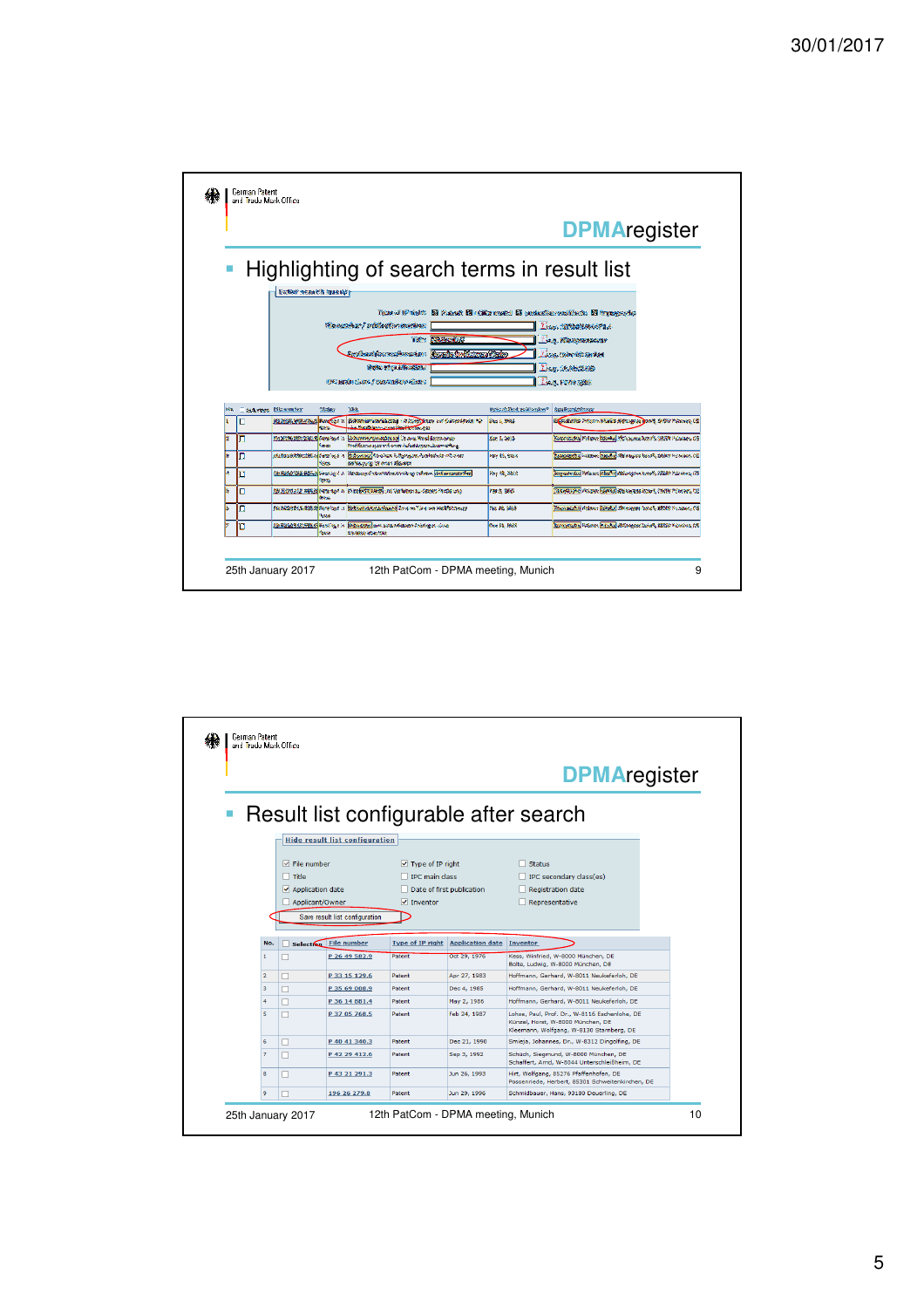## DPMAregister

- Highlighting of search terms in result list

## DPMAregister

- Result list configurable after search

Hide result list configuration

- [x] File number
- [ ] Title
- [x] Application date
- [ ] Applicant/Owner
- [x] Type of IP right
- [ ] IPC main class
- [ ] Date of first publication
- [x] Inventor
- [ ] Status
- [ ] IPC secondary class(es)
- [ ] Registration date
- [ ] Representative

Save result list configuration

| No. | Selection | File number | Type of IP right | Application date | Inventor |
|---|---|---|---|---|---|
| 1 | | P 26 49 582.9 | Patent | Oct 29, 1976 | Kess, Winfried, W-8000 München, DE; Bolte, Ludwig, W-8000 München, DE |
| 2 | | P 33 15 129.6 | Patent | Apr 27, 1983 | Hoffmann, Gerhard, W-8011 Neukeferloh, DE |
| 3 | | P 35 69 008.9 | Patent | Dec 4, 1985 | Hoffmann, Gerhard, W-8011 Neukeferloh, DE |
| 4 | | P 36 14 881.4 | Patent | May 2, 1986 | Hoffmann, Gerhard, W-8011 Neukeferloh, DE |
| 5 | | P 37 05 268.5 | Patent | Feb 24, 1987 | Lohse, Paul, Prof. Dr., W-8116 Eschenlohe, DE; Künzel, Horst, W-8000 München, DE; Kleemann, Wolfgang, W-8130 Starnberg, DE |
| 6 | | P 40 41 340.3 | Patent | Dec 21, 1990 | Smieja, Johannes, Dr., W-8312 Dingolfing, DE |
| 7 | | P 42 29 412.6 | Patent | Sep 3, 1992 | Schüch, Siegmund, W-8000 München, DE; Schaiffert, Arnd, W-8044 Unterschleißheim, DE |
| 8 | | P 43 21 291.3 | Patent | Jun 26, 1993 | Hirt, Wolfgang, 85276 Pfaffenhofen, DE; Possenriede, Herbert, 85301 Schweitenkirchen, DE |
| 9 | | 196 26 279.8 | Patent | Jun 29, 1996 | Schmidbauer, Hans, 93180 Deuerling, DE |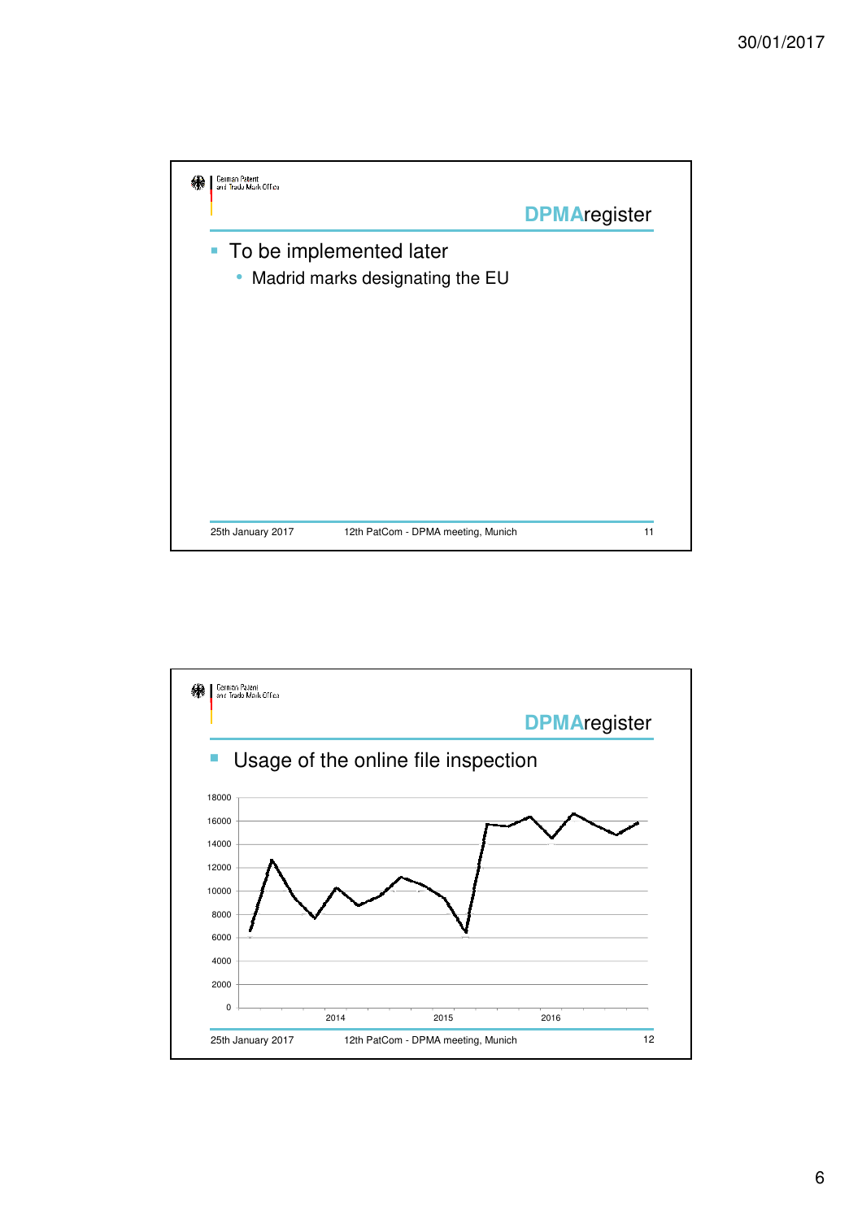## DPMAregister

- To be implemented later
  - Madrid marks designating the EU

25th January 2017 — 12th PatCom - DPMA meeting, Munich — 11

## DPMAregister

- Usage of the online file inspection

(Line chart: y-axis 0–18000 in steps of 2000; x-axis labels 2014, 2015, 2016)

25th January 2017 — 12th PatCom - DPMA meeting, Munich — 12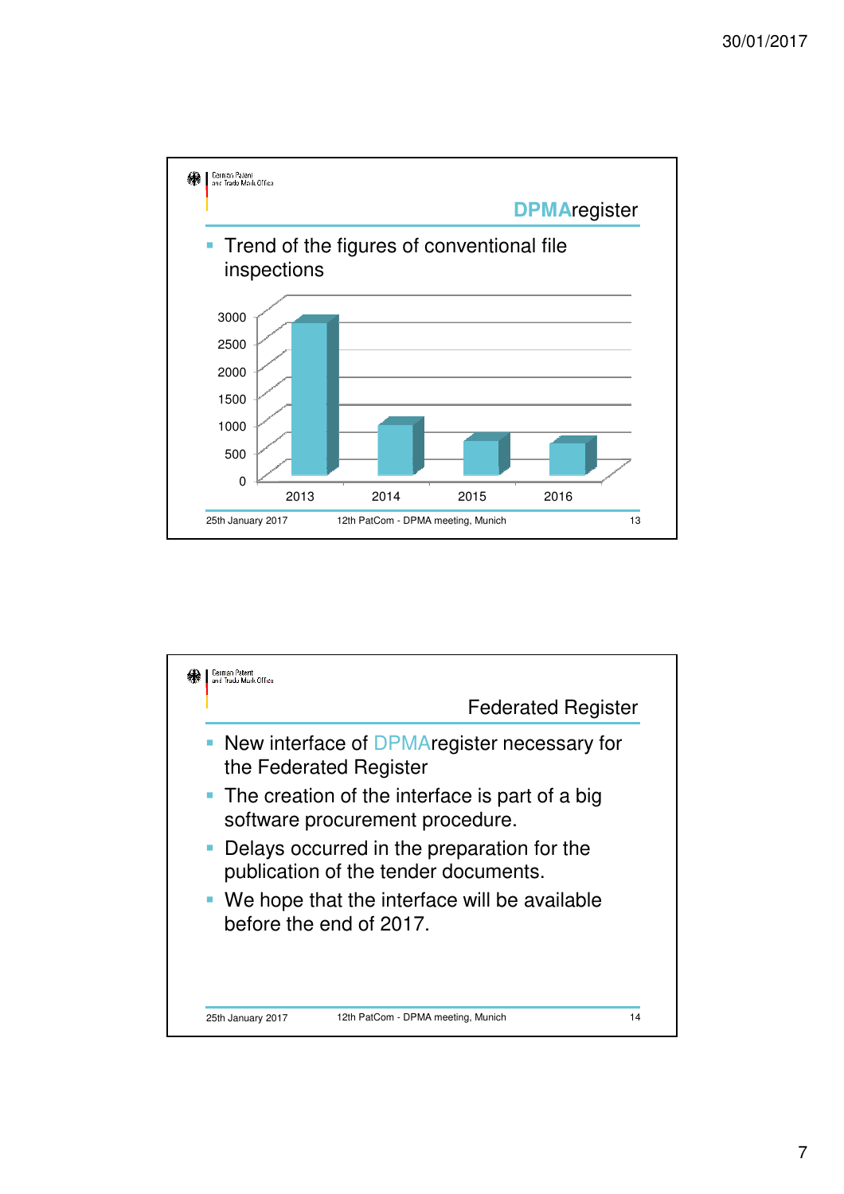## DPMAregister

- Trend of the figures of conventional file inspections

| Year | Conventional file inspections (approx.) |
|---|---|
| 2013 | ~2800 |
| 2014 | ~950 |
| 2015 | ~650 |
| 2016 | ~600 |

## Federated Register

- New interface of DPMAregister necessary for the Federated Register
- The creation of the interface is part of a big software procurement procedure.
- Delays occurred in the preparation for the publication of the tender documents.
- We hope that the interface will be available before the end of 2017.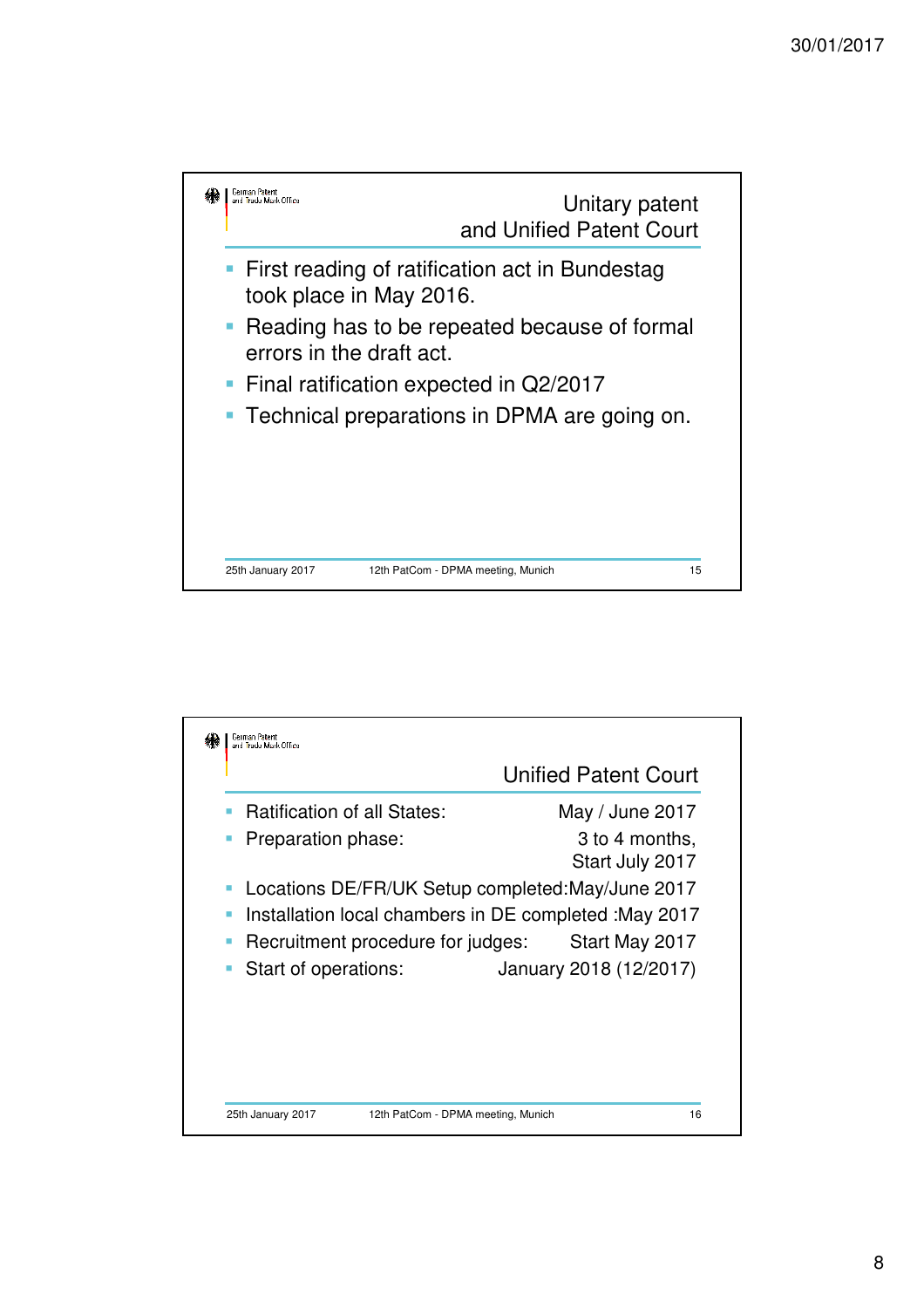## Unitary patent and Unified Patent Court

- First reading of ratification act in Bundestag took place in May 2016.
- Reading has to be repeated because of formal errors in the draft act.
- Final ratification expected in Q2/2017
- Technical preparations in DPMA are going on.

## Unified Patent Court

- Ratification of all States: May / June 2017
- Preparation phase: 3 to 4 months, Start July 2017
- Locations DE/FR/UK Setup completed:May/June 2017
- Installation local chambers in DE completed :May 2017
- Recruitment procedure for judges: Start May 2017
- Start of operations: January 2018 (12/2017)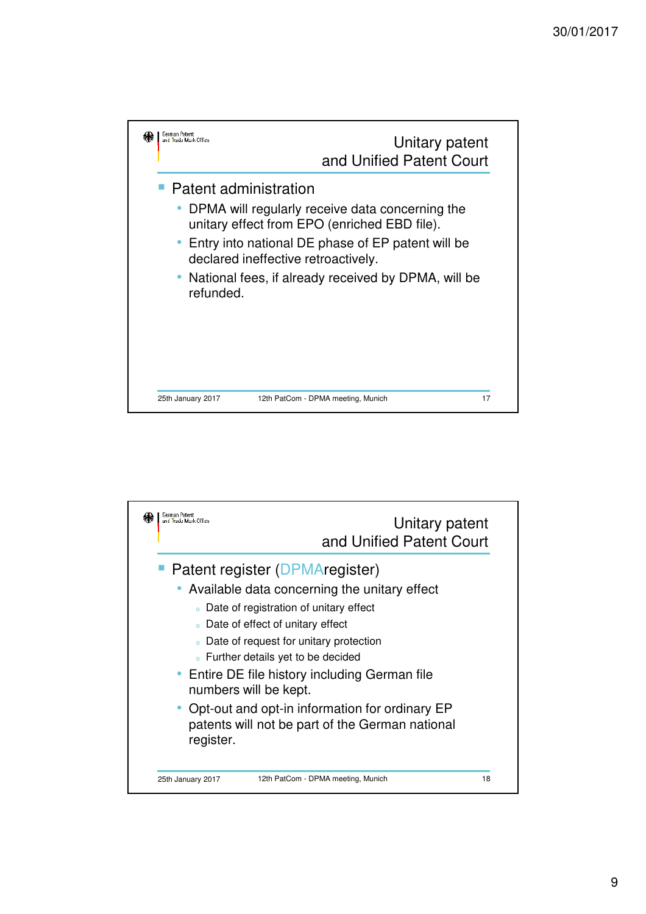## Unitary patent and Unified Patent Court

- Patent administration
  - DPMA will regularly receive data concerning the unitary effect from EPO (enriched EBD file).
  - Entry into national DE phase of EP patent will be declared ineffective retroactively.
  - National fees, if already received by DPMA, will be refunded.

25th January 2017 — 12th PatCom - DPMA meeting, Munich — 17

## Unitary patent and Unified Patent Court

- Patent register (DPMAregister)
  - Available data concerning the unitary effect
    - Date of registration of unitary effect
    - Date of effect of unitary effect
    - Date of request for unitary protection
    - Further details yet to be decided
  - Entire DE file history including German file numbers will be kept.
  - Opt-out and opt-in information for ordinary EP patents will not be part of the German national register.

25th January 2017 — 12th PatCom - DPMA meeting, Munich — 18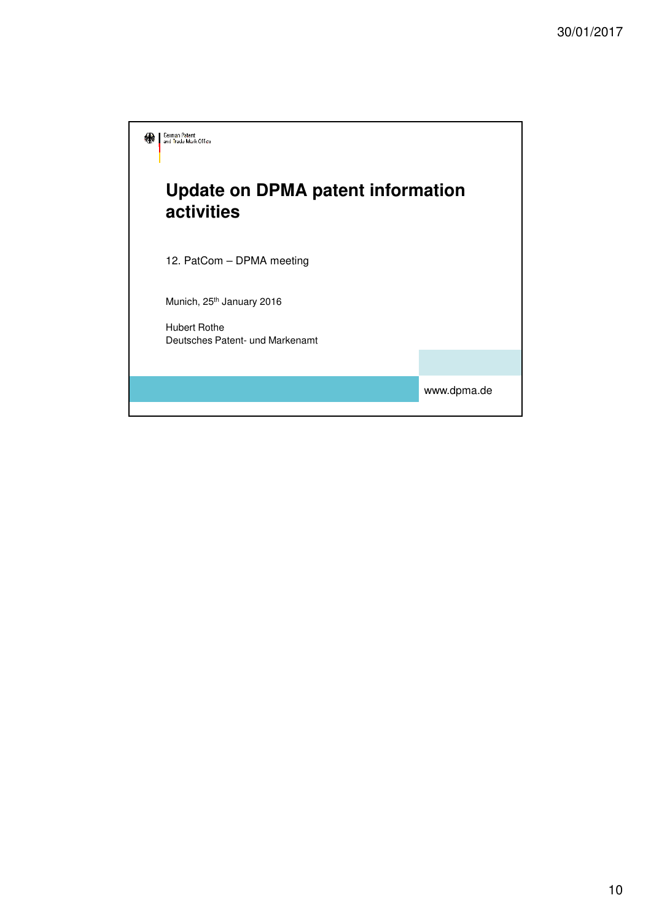German Patent
and Trade Mark Office

# Update on DPMA patent information activities

12. PatCom – DPMA meeting

Munich, 25th January 2016

Hubert Rothe
Deutsches Patent- und Markenamt

www.dpma.de